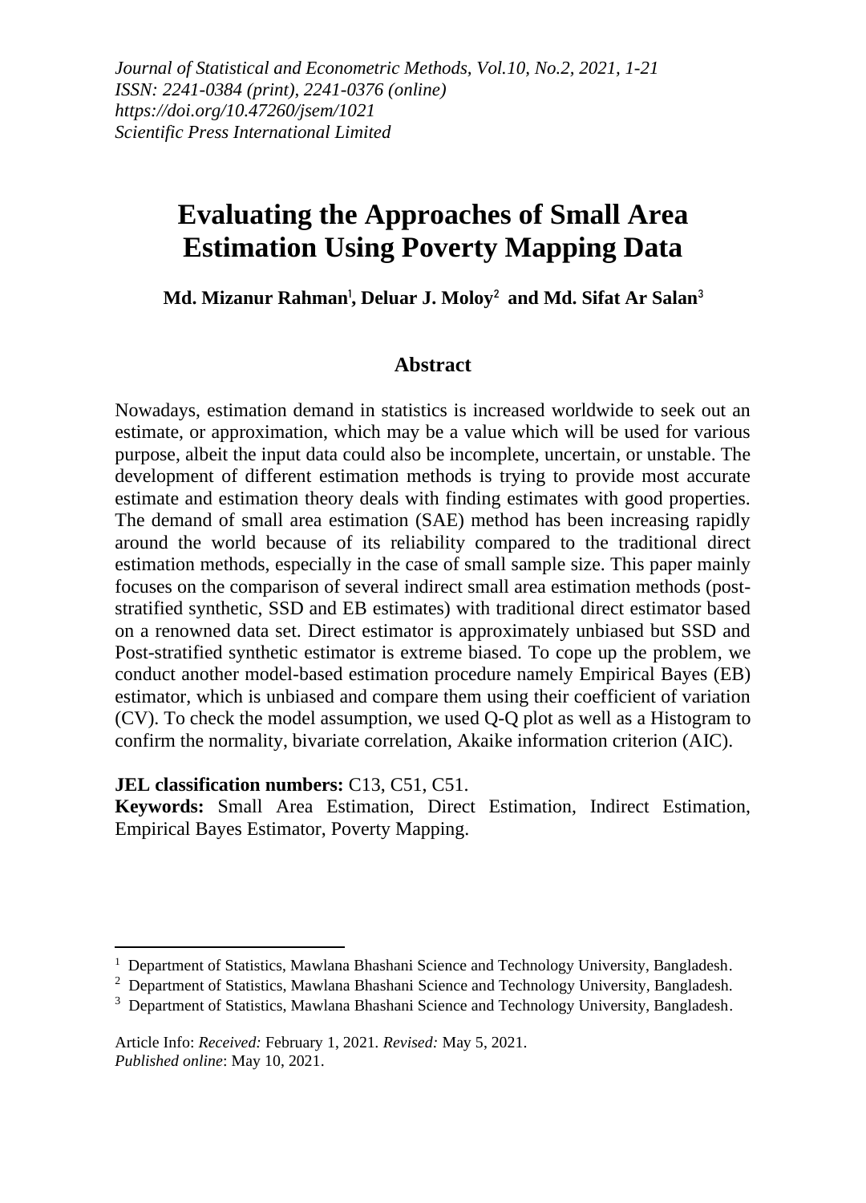*Journal of Statistical and Econometric Methods, Vol.10, No.2, 2021, 1-21*
*ISSN: 2241-0384 (print), 2241-0376 (online)*
*https://doi.org/10.47260/jsem/1021*
*Scientific Press International Limited*

# Evaluating the Approaches of Small Area Estimation Using Poverty Mapping Data

**Md. Mizanur Rahman[1], Deluar J. Moloy[2] and Md. Sifat Ar Salan[3]**

## Abstract

Nowadays, estimation demand in statistics is increased worldwide to seek out an estimate, or approximation, which may be a value which will be used for various purpose, albeit the input data could also be incomplete, uncertain, or unstable. The development of different estimation methods is trying to provide most accurate estimate and estimation theory deals with finding estimates with good properties. The demand of small area estimation (SAE) method has been increasing rapidly around the world because of its reliability compared to the traditional direct estimation methods, especially in the case of small sample size. This paper mainly focuses on the comparison of several indirect small area estimation methods (post-stratified synthetic, SSD and EB estimates) with traditional direct estimator based on a renowned data set. Direct estimator is approximately unbiased but SSD and Post-stratified synthetic estimator is extreme biased. To cope up the problem, we conduct another model-based estimation procedure namely Empirical Bayes (EB) estimator, which is unbiased and compare them using their coefficient of variation (CV). To check the model assumption, we used Q-Q plot as well as a Histogram to confirm the normality, bivariate correlation, Akaike information criterion (AIC).

**JEL classification numbers:** C13, C51, C51.

**Keywords:** Small Area Estimation, Direct Estimation, Indirect Estimation, Empirical Bayes Estimator, Poverty Mapping.

---

[1] Department of Statistics, Mawlana Bhashani Science and Technology University, Bangladesh.

[2] Department of Statistics, Mawlana Bhashani Science and Technology University, Bangladesh.

[3] Department of Statistics, Mawlana Bhashani Science and Technology University, Bangladesh.

Article Info: *Received:* February 1, 2021. *Revised:* May 5, 2021.
*Published online*: May 10, 2021.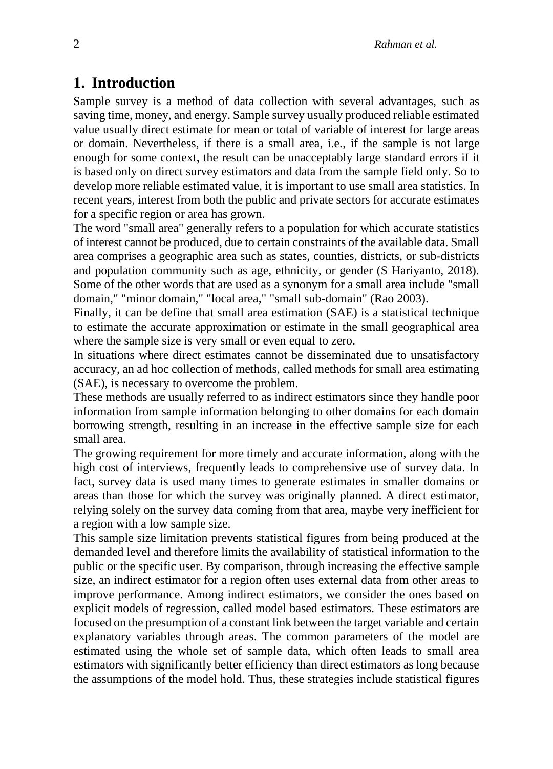## 1. Introduction

Sample survey is a method of data collection with several advantages, such as saving time, money, and energy. Sample survey usually produced reliable estimated value usually direct estimate for mean or total of variable of interest for large areas or domain. Nevertheless, if there is a small area, i.e., if the sample is not large enough for some context, the result can be unacceptably large standard errors if it is based only on direct survey estimators and data from the sample field only. So to develop more reliable estimated value, it is important to use small area statistics. In recent years, interest from both the public and private sectors for accurate estimates for a specific region or area has grown.

The word "small area" generally refers to a population for which accurate statistics of interest cannot be produced, due to certain constraints of the available data. Small area comprises a geographic area such as states, counties, districts, or sub-districts and population community such as age, ethnicity, or gender (S Hariyanto, 2018). Some of the other words that are used as a synonym for a small area include "small domain," "minor domain," "local area," "small sub-domain" (Rao 2003).

Finally, it can be define that small area estimation (SAE) is a statistical technique to estimate the accurate approximation or estimate in the small geographical area where the sample size is very small or even equal to zero.

In situations where direct estimates cannot be disseminated due to unsatisfactory accuracy, an ad hoc collection of methods, called methods for small area estimating (SAE), is necessary to overcome the problem.

These methods are usually referred to as indirect estimators since they handle poor information from sample information belonging to other domains for each domain borrowing strength, resulting in an increase in the effective sample size for each small area.

The growing requirement for more timely and accurate information, along with the high cost of interviews, frequently leads to comprehensive use of survey data. In fact, survey data is used many times to generate estimates in smaller domains or areas than those for which the survey was originally planned. A direct estimator, relying solely on the survey data coming from that area, maybe very inefficient for a region with a low sample size.

This sample size limitation prevents statistical figures from being produced at the demanded level and therefore limits the availability of statistical information to the public or the specific user. By comparison, through increasing the effective sample size, an indirect estimator for a region often uses external data from other areas to improve performance. Among indirect estimators, we consider the ones based on explicit models of regression, called model based estimators. These estimators are focused on the presumption of a constant link between the target variable and certain explanatory variables through areas. The common parameters of the model are estimated using the whole set of sample data, which often leads to small area estimators with significantly better efficiency than direct estimators as long because the assumptions of the model hold. Thus, these strategies include statistical figures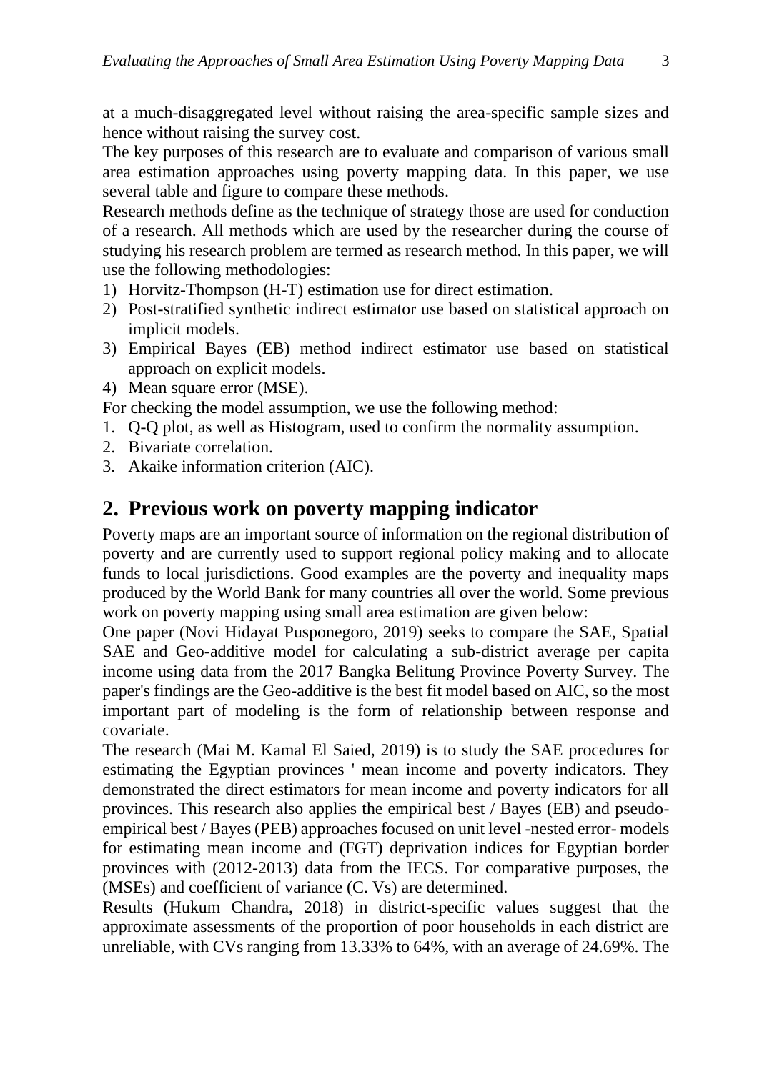at a much-disaggregated level without raising the area-specific sample sizes and hence without raising the survey cost.

The key purposes of this research are to evaluate and comparison of various small area estimation approaches using poverty mapping data. In this paper, we use several table and figure to compare these methods.

Research methods define as the technique of strategy those are used for conduction of a research. All methods which are used by the researcher during the course of studying his research problem are termed as research method. In this paper, we will use the following methodologies:

1) Horvitz-Thompson (H-T) estimation use for direct estimation.
2) Post-stratified synthetic indirect estimator use based on statistical approach on implicit models.
3) Empirical Bayes (EB) method indirect estimator use based on statistical approach on explicit models.
4) Mean square error (MSE).

For checking the model assumption, we use the following method:

1. Q-Q plot, as well as Histogram, used to confirm the normality assumption.
2. Bivariate correlation.
3. Akaike information criterion (AIC).

## 2. Previous work on poverty mapping indicator

Poverty maps are an important source of information on the regional distribution of poverty and are currently used to support regional policy making and to allocate funds to local jurisdictions. Good examples are the poverty and inequality maps produced by the World Bank for many countries all over the world. Some previous work on poverty mapping using small area estimation are given below:

One paper (Novi Hidayat Pusponegoro, 2019) seeks to compare the SAE, Spatial SAE and Geo-additive model for calculating a sub-district average per capita income using data from the 2017 Bangka Belitung Province Poverty Survey. The paper's findings are the Geo-additive is the best fit model based on AIC, so the most important part of modeling is the form of relationship between response and covariate.

The research (Mai M. Kamal El Saied, 2019) is to study the SAE procedures for estimating the Egyptian provinces ' mean income and poverty indicators. They demonstrated the direct estimators for mean income and poverty indicators for all provinces. This research also applies the empirical best / Bayes (EB) and pseudo-empirical best / Bayes (PEB) approaches focused on unit level -nested error- models for estimating mean income and (FGT) deprivation indices for Egyptian border provinces with (2012-2013) data from the IECS. For comparative purposes, the (MSEs) and coefficient of variance (C. Vs) are determined.

Results (Hukum Chandra, 2018) in district-specific values suggest that the approximate assessments of the proportion of poor households in each district are unreliable, with CVs ranging from 13.33% to 64%, with an average of 24.69%. The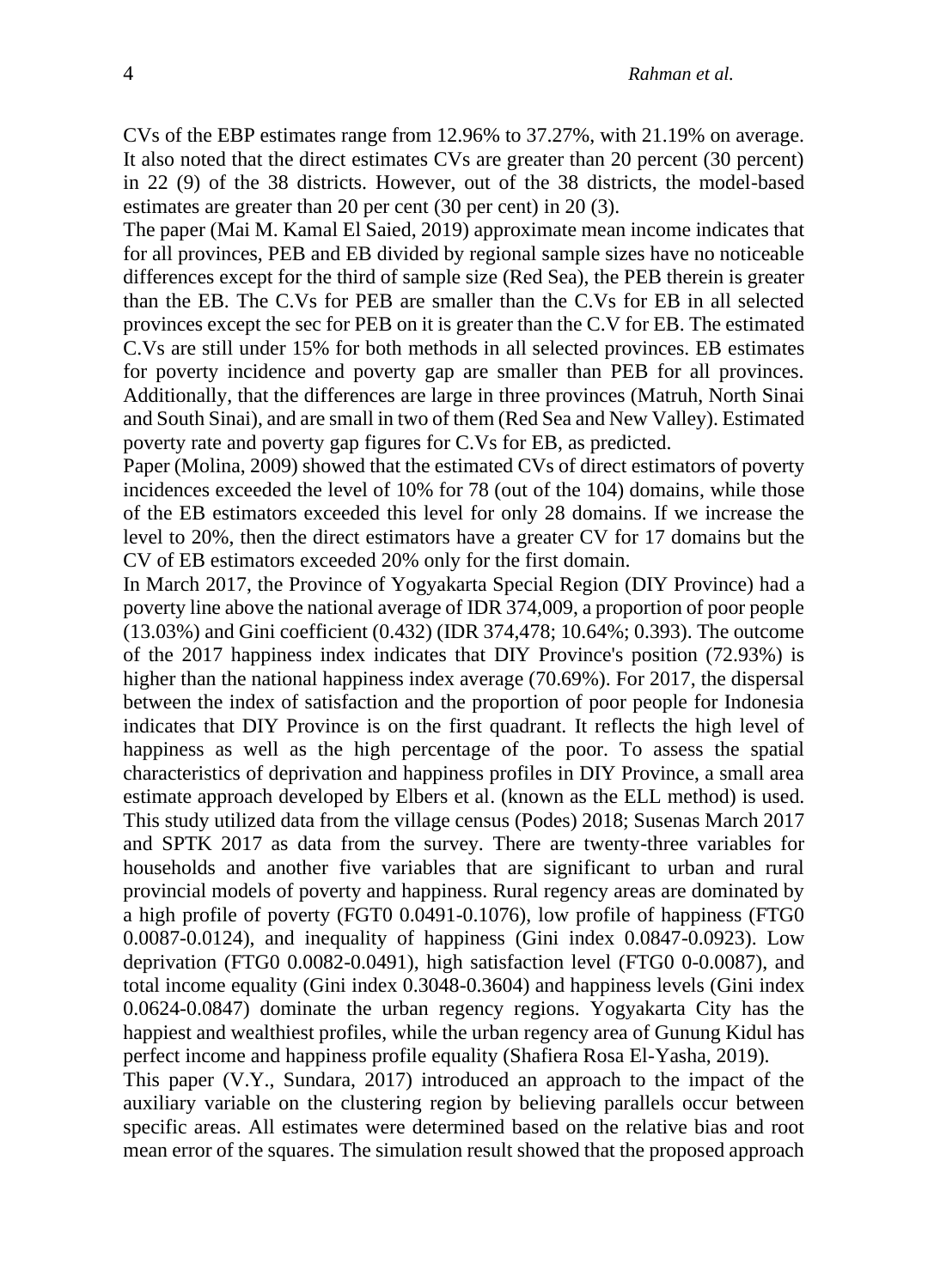CVs of the EBP estimates range from 12.96% to 37.27%, with 21.19% on average. It also noted that the direct estimates CVs are greater than 20 percent (30 percent) in 22 (9) of the 38 districts. However, out of the 38 districts, the model-based estimates are greater than 20 per cent (30 per cent) in 20 (3).

The paper (Mai M. Kamal El Saied, 2019) approximate mean income indicates that for all provinces, PEB and EB divided by regional sample sizes have no noticeable differences except for the third of sample size (Red Sea), the PEB therein is greater than the EB. The C.Vs for PEB are smaller than the C.Vs for EB in all selected provinces except the sec for PEB on it is greater than the C.V for EB. The estimated C.Vs are still under 15% for both methods in all selected provinces. EB estimates for poverty incidence and poverty gap are smaller than PEB for all provinces. Additionally, that the differences are large in three provinces (Matruh, North Sinai and South Sinai), and are small in two of them (Red Sea and New Valley). Estimated poverty rate and poverty gap figures for C.Vs for EB, as predicted.

Paper (Molina, 2009) showed that the estimated CVs of direct estimators of poverty incidences exceeded the level of 10% for 78 (out of the 104) domains, while those of the EB estimators exceeded this level for only 28 domains. If we increase the level to 20%, then the direct estimators have a greater CV for 17 domains but the CV of EB estimators exceeded 20% only for the first domain.

In March 2017, the Province of Yogyakarta Special Region (DIY Province) had a poverty line above the national average of IDR 374,009, a proportion of poor people (13.03%) and Gini coefficient (0.432) (IDR 374,478; 10.64%; 0.393). The outcome of the 2017 happiness index indicates that DIY Province's position (72.93%) is higher than the national happiness index average (70.69%). For 2017, the dispersal between the index of satisfaction and the proportion of poor people for Indonesia indicates that DIY Province is on the first quadrant. It reflects the high level of happiness as well as the high percentage of the poor. To assess the spatial characteristics of deprivation and happiness profiles in DIY Province, a small area estimate approach developed by Elbers et al. (known as the ELL method) is used. This study utilized data from the village census (Podes) 2018; Susenas March 2017 and SPTK 2017 as data from the survey. There are twenty-three variables for households and another five variables that are significant to urban and rural provincial models of poverty and happiness. Rural regency areas are dominated by a high profile of poverty (FGT0 0.0491-0.1076), low profile of happiness (FTG0 0.0087-0.0124), and inequality of happiness (Gini index 0.0847-0.0923). Low deprivation (FTG0 0.0082-0.0491), high satisfaction level (FTG0 0-0.0087), and total income equality (Gini index 0.3048-0.3604) and happiness levels (Gini index 0.0624-0.0847) dominate the urban regency regions. Yogyakarta City has the happiest and wealthiest profiles, while the urban regency area of Gunung Kidul has perfect income and happiness profile equality (Shafiera Rosa El-Yasha, 2019).

This paper (V.Y., Sundara, 2017) introduced an approach to the impact of the auxiliary variable on the clustering region by believing parallels occur between specific areas. All estimates were determined based on the relative bias and root mean error of the squares. The simulation result showed that the proposed approach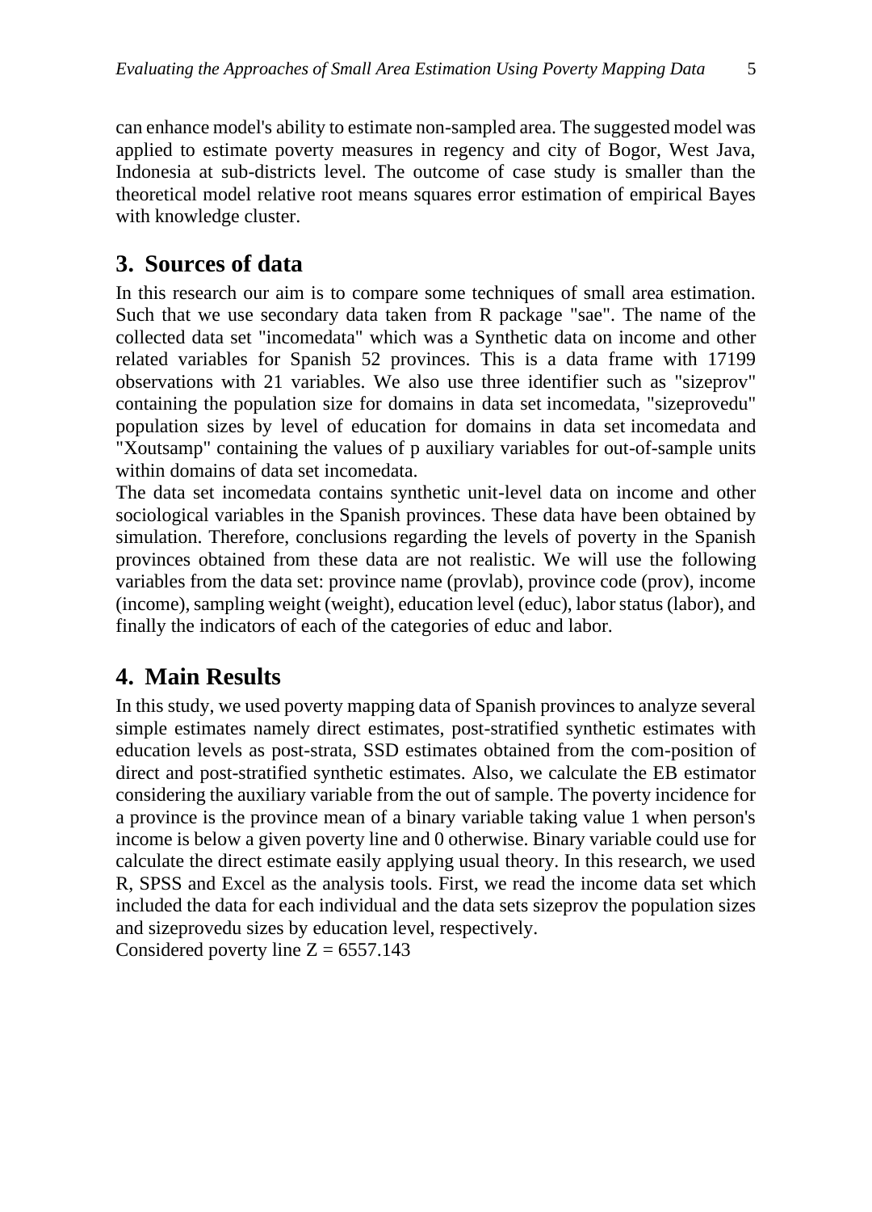can enhance model's ability to estimate non-sampled area. The suggested model was applied to estimate poverty measures in regency and city of Bogor, West Java, Indonesia at sub-districts level. The outcome of case study is smaller than the theoretical model relative root means squares error estimation of empirical Bayes with knowledge cluster.

## 3. Sources of data

In this research our aim is to compare some techniques of small area estimation. Such that we use secondary data taken from R package "sae". The name of the collected data set "incomedata" which was a Synthetic data on income and other related variables for Spanish 52 provinces. This is a data frame with 17199 observations with 21 variables. We also use three identifier such as "sizeprov" containing the population size for domains in data set incomedata, "sizeprovedu" population sizes by level of education for domains in data set incomedata and "Xoutsamp" containing the values of p auxiliary variables for out-of-sample units within domains of data set incomedata.

The data set incomedata contains synthetic unit-level data on income and other sociological variables in the Spanish provinces. These data have been obtained by simulation. Therefore, conclusions regarding the levels of poverty in the Spanish provinces obtained from these data are not realistic. We will use the following variables from the data set: province name (provlab), province code (prov), income (income), sampling weight (weight), education level (educ), labor status (labor), and finally the indicators of each of the categories of educ and labor.

## 4. Main Results

In this study, we used poverty mapping data of Spanish provinces to analyze several simple estimates namely direct estimates, post-stratified synthetic estimates with education levels as post-strata, SSD estimates obtained from the com-position of direct and post-stratified synthetic estimates. Also, we calculate the EB estimator considering the auxiliary variable from the out of sample. The poverty incidence for a province is the province mean of a binary variable taking value 1 when person's income is below a given poverty line and 0 otherwise. Binary variable could use for calculate the direct estimate easily applying usual theory. In this research, we used R, SPSS and Excel as the analysis tools. First, we read the income data set which included the data for each individual and the data sets sizeprov the population sizes and sizeprovedu sizes by education level, respectively.

Considered poverty line $Z = 6557.143$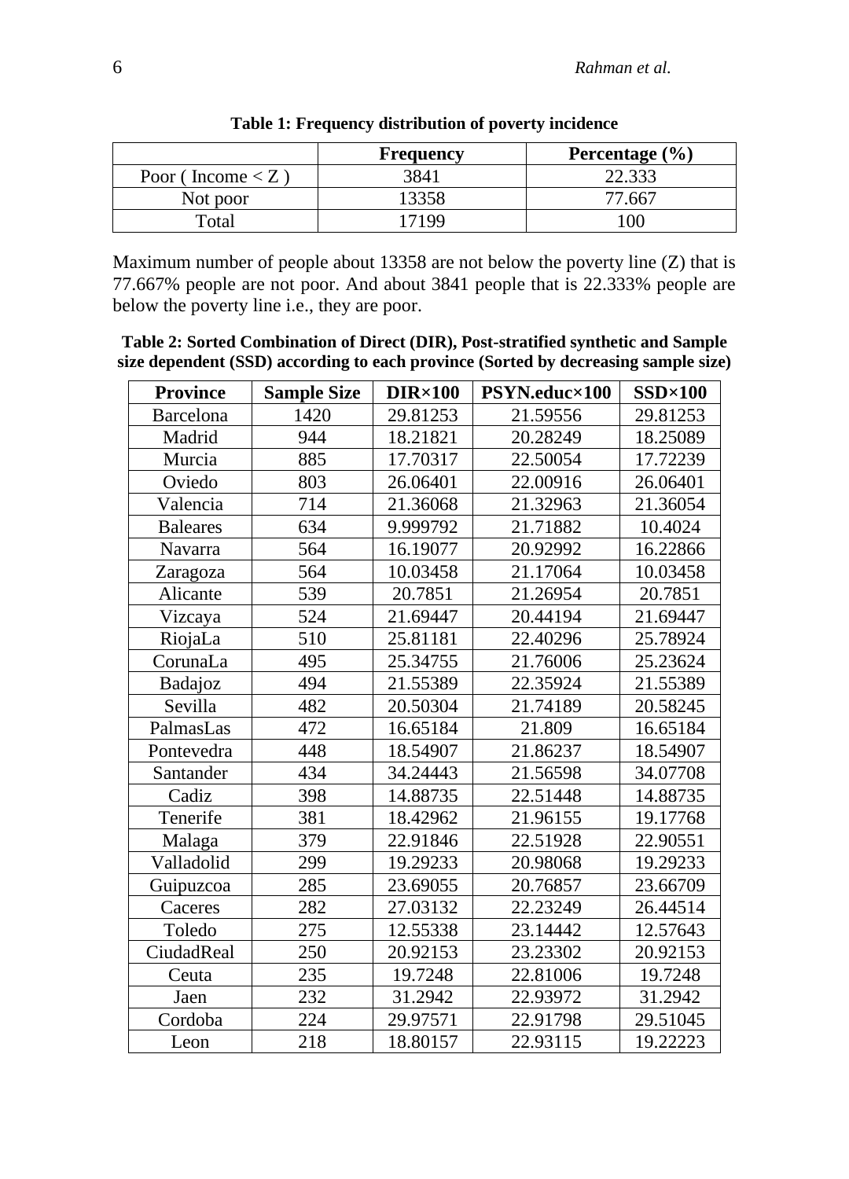**Table 1: Frequency distribution of poverty incidence**

| | Frequency | Percentage (%) |
|---|---|---|
| Poor ( Income < Z ) | 3841 | 22.333 |
| Not poor | 13358 | 77.667 |
| Total | 17199 | 100 |

Maximum number of people about 13358 are not below the poverty line (Z) that is 77.667% people are not poor. And about 3841 people that is 22.333% people are below the poverty line i.e., they are poor.

**Table 2: Sorted Combination of Direct (DIR), Post-stratified synthetic and Sample size dependent (SSD) according to each province (Sorted by decreasing sample size)**

| Province | Sample Size | DIR×100 | PSYN.educ×100 | SSD×100 |
|---|---|---|---|---|
| Barcelona | 1420 | 29.81253 | 21.59556 | 29.81253 |
| Madrid | 944 | 18.21821 | 20.28249 | 18.25089 |
| Murcia | 885 | 17.70317 | 22.50054 | 17.72239 |
| Oviedo | 803 | 26.06401 | 22.00916 | 26.06401 |
| Valencia | 714 | 21.36068 | 21.32963 | 21.36054 |
| Baleares | 634 | 9.999792 | 21.71882 | 10.4024 |
| Navarra | 564 | 16.19077 | 20.92992 | 16.22866 |
| Zaragoza | 564 | 10.03458 | 21.17064 | 10.03458 |
| Alicante | 539 | 20.7851 | 21.26954 | 20.7851 |
| Vizcaya | 524 | 21.69447 | 20.44194 | 21.69447 |
| RiojaLa | 510 | 25.81181 | 22.40296 | 25.78924 |
| CorunaLa | 495 | 25.34755 | 21.76006 | 25.23624 |
| Badajoz | 494 | 21.55389 | 22.35924 | 21.55389 |
| Sevilla | 482 | 20.50304 | 21.74189 | 20.58245 |
| PalmasLas | 472 | 16.65184 | 21.809 | 16.65184 |
| Pontevedra | 448 | 18.54907 | 21.86237 | 18.54907 |
| Santander | 434 | 34.24443 | 21.56598 | 34.07708 |
| Cadiz | 398 | 14.88735 | 22.51448 | 14.88735 |
| Tenerife | 381 | 18.42962 | 21.96155 | 19.17768 |
| Malaga | 379 | 22.91846 | 22.51928 | 22.90551 |
| Valladolid | 299 | 19.29233 | 20.98068 | 19.29233 |
| Guipuzcoa | 285 | 23.69055 | 20.76857 | 23.66709 |
| Caceres | 282 | 27.03132 | 22.23249 | 26.44514 |
| Toledo | 275 | 12.55338 | 23.14442 | 12.57643 |
| CiudadReal | 250 | 20.92153 | 23.23302 | 20.92153 |
| Ceuta | 235 | 19.7248 | 22.81006 | 19.7248 |
| Jaen | 232 | 31.2942 | 22.93972 | 31.2942 |
| Cordoba | 224 | 29.97571 | 22.91798 | 29.51045 |
| Leon | 218 | 18.80157 | 22.93115 | 19.22223 |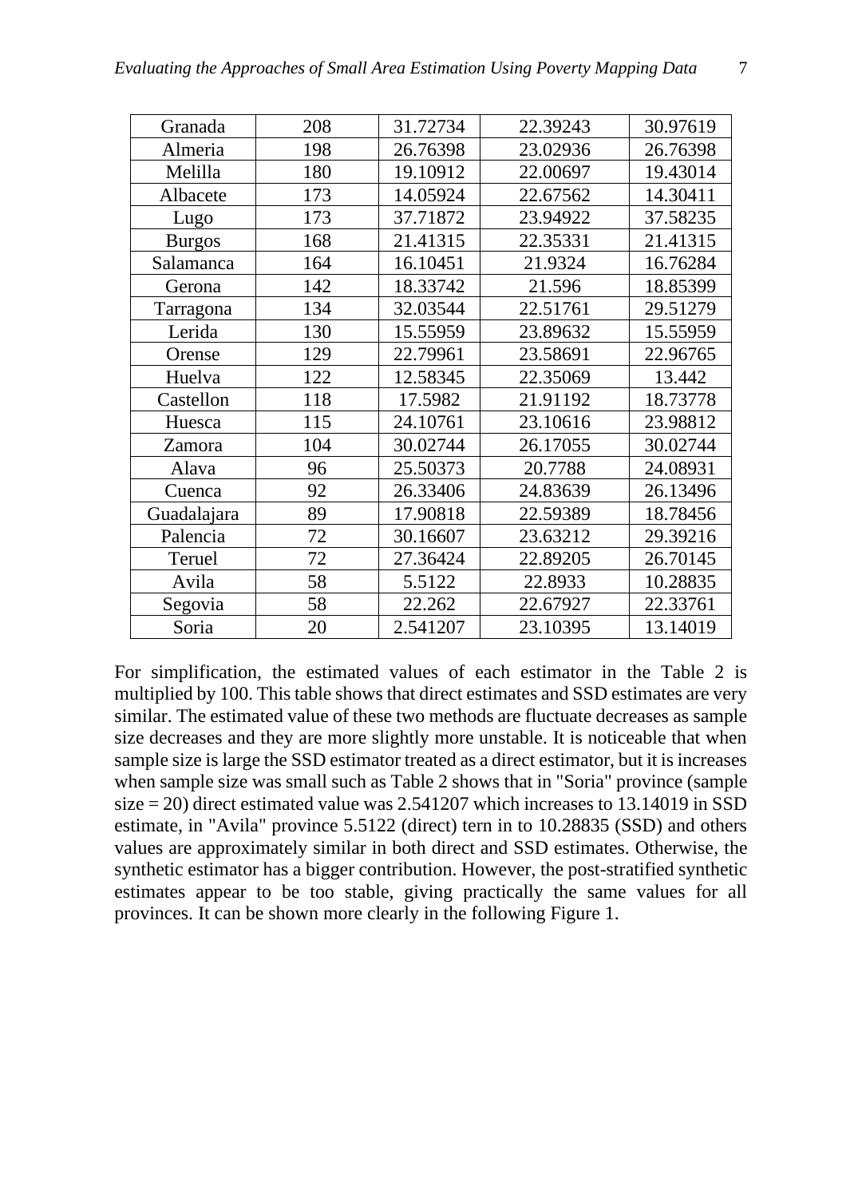| Granada | 208 | 31.72734 | 22.39243 | 30.97619 |
|---|---|---|---|---|
| Almeria | 198 | 26.76398 | 23.02936 | 26.76398 |
| Melilla | 180 | 19.10912 | 22.00697 | 19.43014 |
| Albacete | 173 | 14.05924 | 22.67562 | 14.30411 |
| Lugo | 173 | 37.71872 | 23.94922 | 37.58235 |
| Burgos | 168 | 21.41315 | 22.35331 | 21.41315 |
| Salamanca | 164 | 16.10451 | 21.9324 | 16.76284 |
| Gerona | 142 | 18.33742 | 21.596 | 18.85399 |
| Tarragona | 134 | 32.03544 | 22.51761 | 29.51279 |
| Lerida | 130 | 15.55959 | 23.89632 | 15.55959 |
| Orense | 129 | 22.79961 | 23.58691 | 22.96765 |
| Huelva | 122 | 12.58345 | 22.35069 | 13.442 |
| Castellon | 118 | 17.5982 | 21.91192 | 18.73778 |
| Huesca | 115 | 24.10761 | 23.10616 | 23.98812 |
| Zamora | 104 | 30.02744 | 26.17055 | 30.02744 |
| Alava | 96 | 25.50373 | 20.7788 | 24.08931 |
| Cuenca | 92 | 26.33406 | 24.83639 | 26.13496 |
| Guadalajara | 89 | 17.90818 | 22.59389 | 18.78456 |
| Palencia | 72 | 30.16607 | 23.63212 | 29.39216 |
| Teruel | 72 | 27.36424 | 22.89205 | 26.70145 |
| Avila | 58 | 5.5122 | 22.8933 | 10.28835 |
| Segovia | 58 | 22.262 | 22.67927 | 22.33761 |
| Soria | 20 | 2.541207 | 23.10395 | 13.14019 |

For simplification, the estimated values of each estimator in the Table 2 is multiplied by 100. This table shows that direct estimates and SSD estimates are very similar. The estimated value of these two methods are fluctuate decreases as sample size decreases and they are more slightly more unstable. It is noticeable that when sample size is large the SSD estimator treated as a direct estimator, but it is increases when sample size was small such as Table 2 shows that in "Soria" province (sample size = 20) direct estimated value was 2.541207 which increases to 13.14019 in SSD estimate, in "Avila" province 5.5122 (direct) tern in to 10.28835 (SSD) and others values are approximately similar in both direct and SSD estimates. Otherwise, the synthetic estimator has a bigger contribution. However, the post-stratified synthetic estimates appear to be too stable, giving practically the same values for all provinces. It can be shown more clearly in the following Figure 1.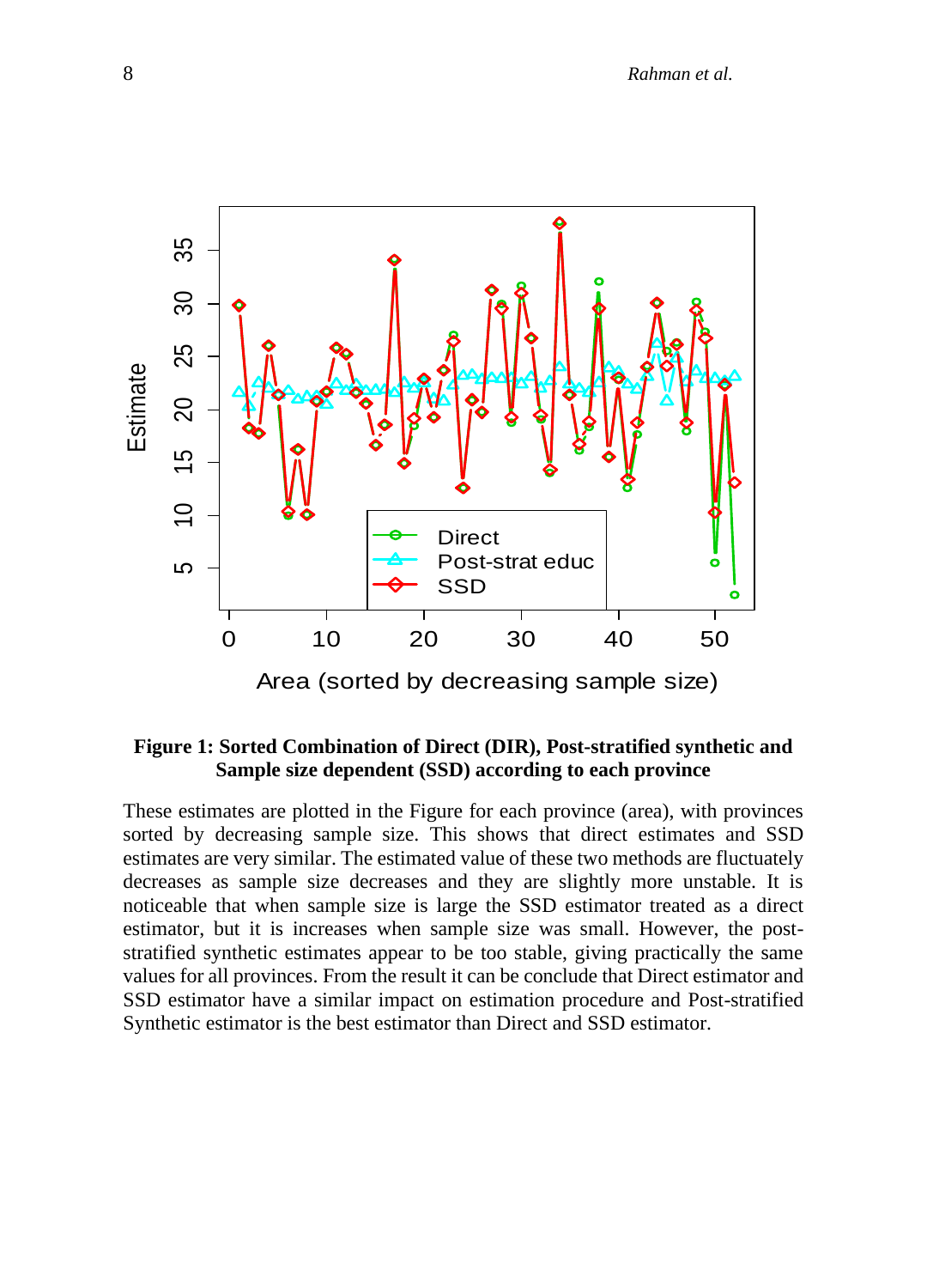**Figure 1: Sorted Combination of Direct (DIR), Post-stratified synthetic and Sample size dependent (SSD) according to each province**

These estimates are plotted in the Figure for each province (area), with provinces sorted by decreasing sample size. This shows that direct estimates and SSD estimates are very similar. The estimated value of these two methods are fluctuately decreases as sample size decreases and they are slightly more unstable. It is noticeable that when sample size is large the SSD estimator treated as a direct estimator, but it is increases when sample size was small. However, the post-stratified synthetic estimates appear to be too stable, giving practically the same values for all provinces. From the result it can be conclude that Direct estimator and SSD estimator have a similar impact on estimation procedure and Post-stratified Synthetic estimator is the best estimator than Direct and SSD estimator.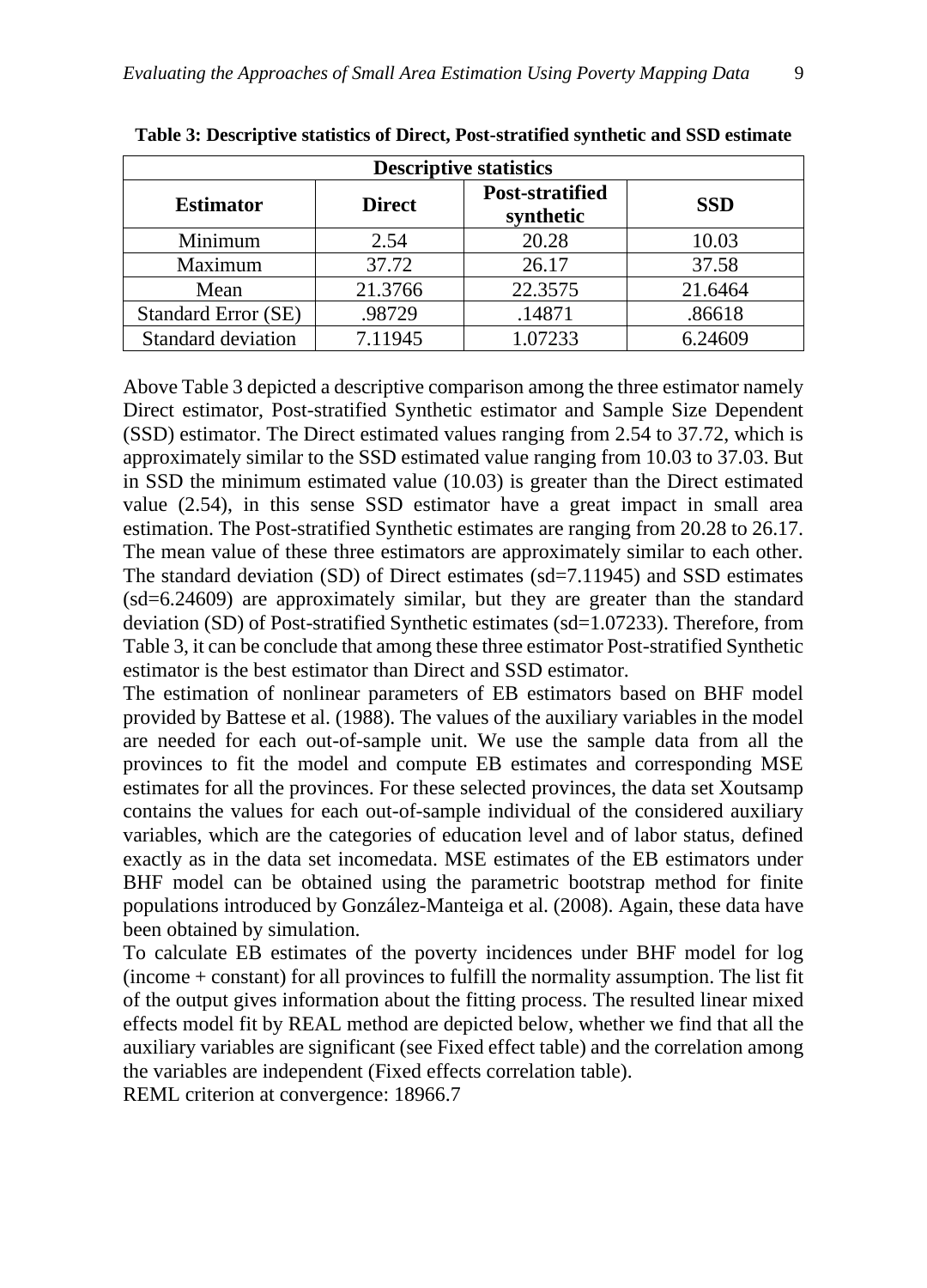**Table 3: Descriptive statistics of Direct, Post-stratified synthetic and SSD estimate**

| Descriptive statistics | | | |
|---|---|---|---|
| **Estimator** | **Direct** | **Post-stratified synthetic** | **SSD** |
| Minimum | 2.54 | 20.28 | 10.03 |
| Maximum | 37.72 | 26.17 | 37.58 |
| Mean | 21.3766 | 22.3575 | 21.6464 |
| Standard Error (SE) | .98729 | .14871 | .86618 |
| Standard deviation | 7.11945 | 1.07233 | 6.24609 |

Above Table 3 depicted a descriptive comparison among the three estimator namely Direct estimator, Post-stratified Synthetic estimator and Sample Size Dependent (SSD) estimator. The Direct estimated values ranging from 2.54 to 37.72, which is approximately similar to the SSD estimated value ranging from 10.03 to 37.03. But in SSD the minimum estimated value (10.03) is greater than the Direct estimated value (2.54), in this sense SSD estimator have a great impact in small area estimation. The Post-stratified Synthetic estimates are ranging from 20.28 to 26.17. The mean value of these three estimators are approximately similar to each other. The standard deviation (SD) of Direct estimates (sd=7.11945) and SSD estimates (sd=6.24609) are approximately similar, but they are greater than the standard deviation (SD) of Post-stratified Synthetic estimates (sd=1.07233). Therefore, from Table 3, it can be conclude that among these three estimator Post-stratified Synthetic estimator is the best estimator than Direct and SSD estimator.

The estimation of nonlinear parameters of EB estimators based on BHF model provided by Battese et al. (1988). The values of the auxiliary variables in the model are needed for each out-of-sample unit. We use the sample data from all the provinces to fit the model and compute EB estimates and corresponding MSE estimates for all the provinces. For these selected provinces, the data set Xoutsamp contains the values for each out-of-sample individual of the considered auxiliary variables, which are the categories of education level and of labor status, defined exactly as in the data set incomedata. MSE estimates of the EB estimators under BHF model can be obtained using the parametric bootstrap method for finite populations introduced by González-Manteiga et al. (2008). Again, these data have been obtained by simulation.

To calculate EB estimates of the poverty incidences under BHF model for log (income + constant) for all provinces to fulfill the normality assumption. The list fit of the output gives information about the fitting process. The resulted linear mixed effects model fit by REAL method are depicted below, whether we find that all the auxiliary variables are significant (see Fixed effect table) and the correlation among the variables are independent (Fixed effects correlation table).

REML criterion at convergence: 18966.7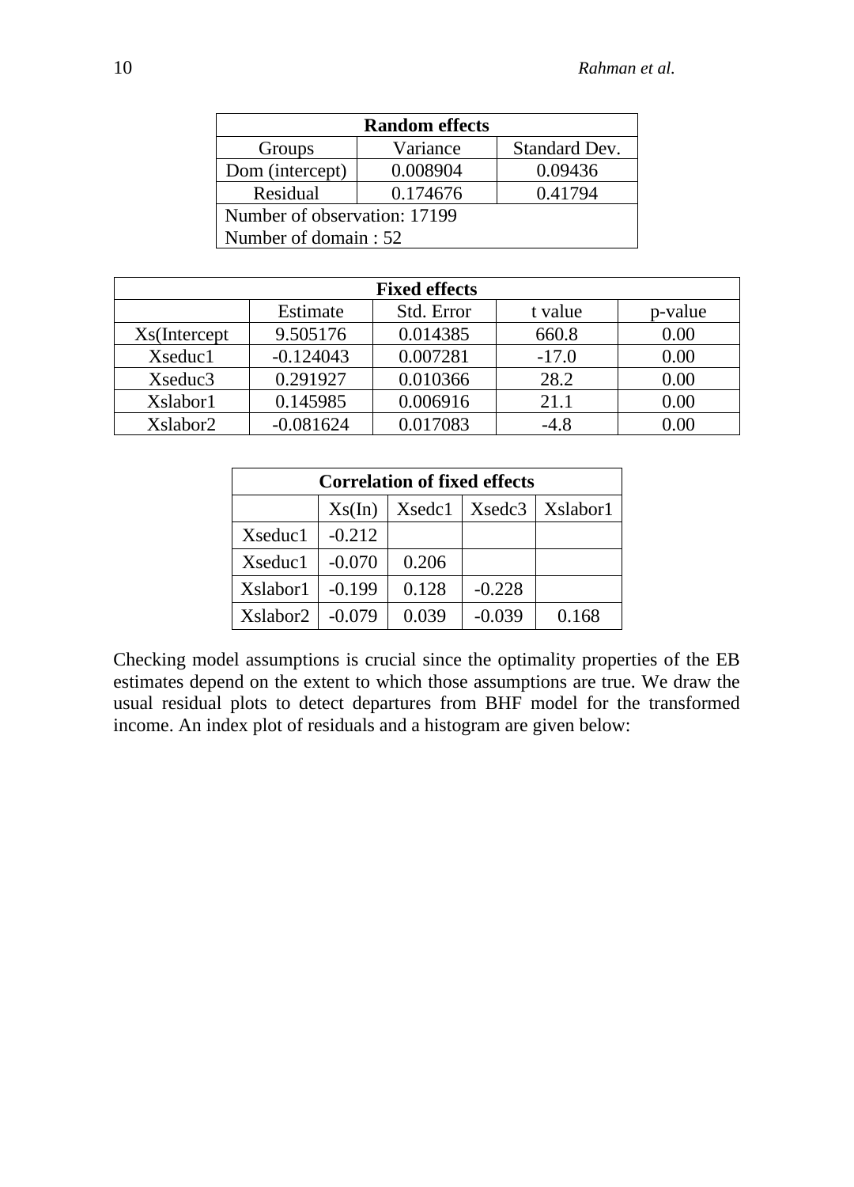| Random effects | | |
|---|---|---|
| Groups | Variance | Standard Dev. |
| Dom (intercept) | 0.008904 | 0.09436 |
| Residual | 0.174676 | 0.41794 |
| Number of observation: 17199 | | |
| Number of domain : 52 | | |

| Fixed effects | | | | |
|---|---|---|---|---|
| | Estimate | Std. Error | t value | p-value |
| Xs(Intercept | 9.505176 | 0.014385 | 660.8 | 0.00 |
| Xseduc1 | -0.124043 | 0.007281 | -17.0 | 0.00 |
| Xseduc3 | 0.291927 | 0.010366 | 28.2 | 0.00 |
| Xslabor1 | 0.145985 | 0.006916 | 21.1 | 0.00 |
| Xslabor2 | -0.081624 | 0.017083 | -4.8 | 0.00 |

| Correlation of fixed effects | | | | |
|---|---|---|---|---|
| | Xs(In) | Xsedc1 | Xsedc3 | Xslabor1 |
| Xseduc1 | -0.212 | | | |
| Xseduc1 | -0.070 | 0.206 | | |
| Xslabor1 | -0.199 | 0.128 | -0.228 | |
| Xslabor2 | -0.079 | 0.039 | -0.039 | 0.168 |

Checking model assumptions is crucial since the optimality properties of the EB estimates depend on the extent to which those assumptions are true. We draw the usual residual plots to detect departures from BHF model for the transformed income. An index plot of residuals and a histogram are given below: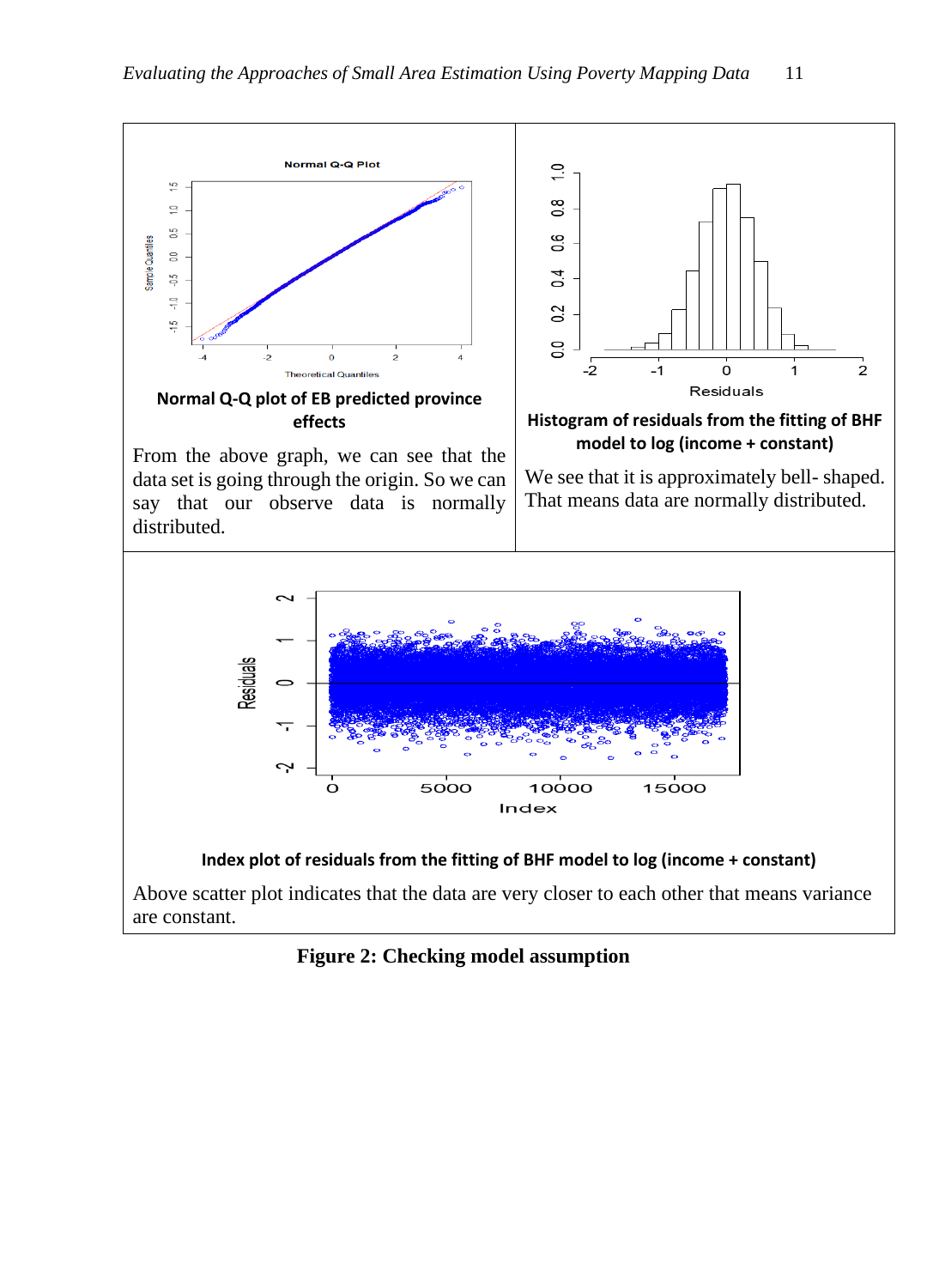**Normal Q-Q plot of EB predicted province effects**

From the above graph, we can see that the data set is going through the origin. So we can say that our observe data is normally distributed.

**Histogram of residuals from the fitting of BHF model to log (income + constant)**

We see that it is approximately bell- shaped. That means data are normally distributed.

**Index plot of residuals from the fitting of BHF model to log (income + constant)**

Above scatter plot indicates that the data are very closer to each other that means variance are constant.

**Figure 2: Checking model assumption**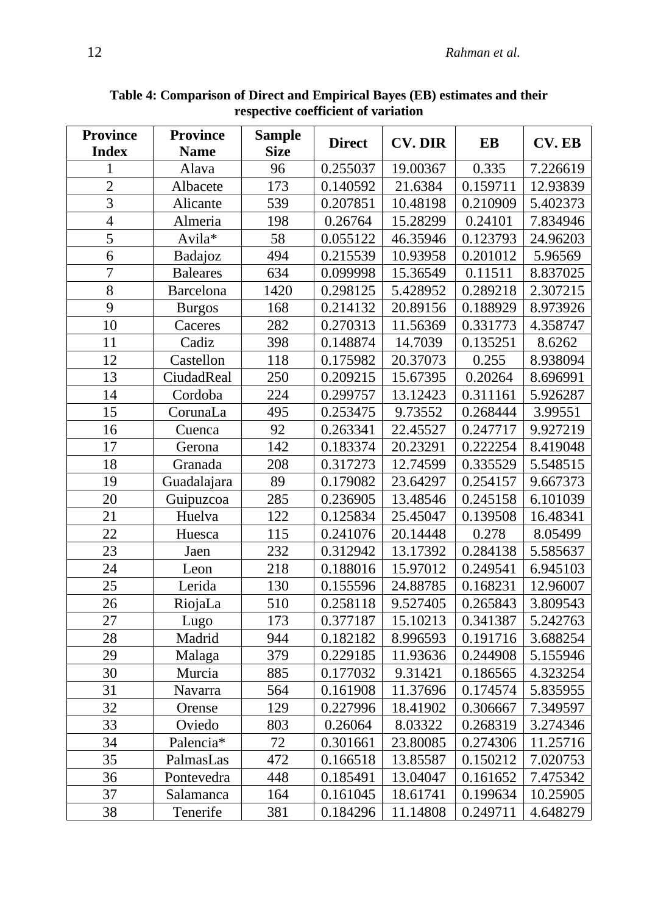**Table 4: Comparison of Direct and Empirical Bayes (EB) estimates and their respective coefficient of variation**

| Province Index | Province Name | Sample Size | Direct | CV. DIR | EB | CV. EB |
|---|---|---|---|---|---|---|
| 1 | Alava | 96 | 0.255037 | 19.00367 | 0.335 | 7.226619 |
| 2 | Albacete | 173 | 0.140592 | 21.6384 | 0.159711 | 12.93839 |
| 3 | Alicante | 539 | 0.207851 | 10.48198 | 0.210909 | 5.402373 |
| 4 | Almeria | 198 | 0.26764 | 15.28299 | 0.24101 | 7.834946 |
| 5 | Avila* | 58 | 0.055122 | 46.35946 | 0.123793 | 24.96203 |
| 6 | Badajoz | 494 | 0.215539 | 10.93958 | 0.201012 | 5.96569 |
| 7 | Baleares | 634 | 0.099998 | 15.36549 | 0.11511 | 8.837025 |
| 8 | Barcelona | 1420 | 0.298125 | 5.428952 | 0.289218 | 2.307215 |
| 9 | Burgos | 168 | 0.214132 | 20.89156 | 0.188929 | 8.973926 |
| 10 | Caceres | 282 | 0.270313 | 11.56369 | 0.331773 | 4.358747 |
| 11 | Cadiz | 398 | 0.148874 | 14.7039 | 0.135251 | 8.6262 |
| 12 | Castellon | 118 | 0.175982 | 20.37073 | 0.255 | 8.938094 |
| 13 | CiudadReal | 250 | 0.209215 | 15.67395 | 0.20264 | 8.696991 |
| 14 | Cordoba | 224 | 0.299757 | 13.12423 | 0.311161 | 5.926287 |
| 15 | CorunaLa | 495 | 0.253475 | 9.73552 | 0.268444 | 3.99551 |
| 16 | Cuenca | 92 | 0.263341 | 22.45527 | 0.247717 | 9.927219 |
| 17 | Gerona | 142 | 0.183374 | 20.23291 | 0.222254 | 8.419048 |
| 18 | Granada | 208 | 0.317273 | 12.74599 | 0.335529 | 5.548515 |
| 19 | Guadalajara | 89 | 0.179082 | 23.64297 | 0.254157 | 9.667373 |
| 20 | Guipuzcoa | 285 | 0.236905 | 13.48546 | 0.245158 | 6.101039 |
| 21 | Huelva | 122 | 0.125834 | 25.45047 | 0.139508 | 16.48341 |
| 22 | Huesca | 115 | 0.241076 | 20.14448 | 0.278 | 8.05499 |
| 23 | Jaen | 232 | 0.312942 | 13.17392 | 0.284138 | 5.585637 |
| 24 | Leon | 218 | 0.188016 | 15.97012 | 0.249541 | 6.945103 |
| 25 | Lerida | 130 | 0.155596 | 24.88785 | 0.168231 | 12.96007 |
| 26 | RiojaLa | 510 | 0.258118 | 9.527405 | 0.265843 | 3.809543 |
| 27 | Lugo | 173 | 0.377187 | 15.10213 | 0.341387 | 5.242763 |
| 28 | Madrid | 944 | 0.182182 | 8.996593 | 0.191716 | 3.688254 |
| 29 | Malaga | 379 | 0.229185 | 11.93636 | 0.244908 | 5.155946 |
| 30 | Murcia | 885 | 0.177032 | 9.31421 | 0.186565 | 4.323254 |
| 31 | Navarra | 564 | 0.161908 | 11.37696 | 0.174574 | 5.835955 |
| 32 | Orense | 129 | 0.227996 | 18.41902 | 0.306667 | 7.349597 |
| 33 | Oviedo | 803 | 0.26064 | 8.03322 | 0.268319 | 3.274346 |
| 34 | Palencia* | 72 | 0.301661 | 23.80085 | 0.274306 | 11.25716 |
| 35 | PalmasLas | 472 | 0.166518 | 13.85587 | 0.150212 | 7.020753 |
| 36 | Pontevedra | 448 | 0.185491 | 13.04047 | 0.161652 | 7.475342 |
| 37 | Salamanca | 164 | 0.161045 | 18.61741 | 0.199634 | 10.25905 |
| 38 | Tenerife | 381 | 0.184296 | 11.14808 | 0.249711 | 4.648279 |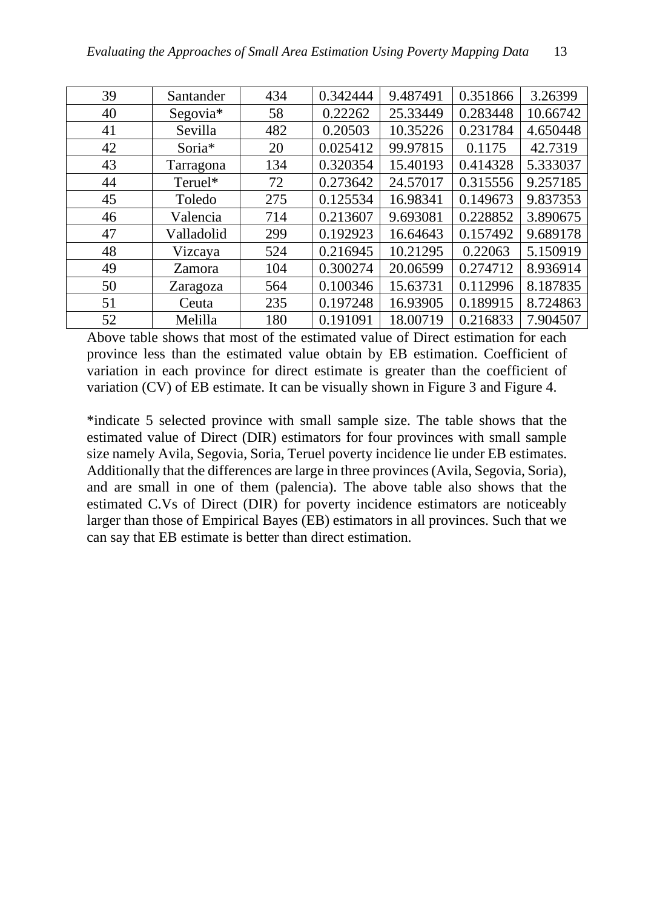| 39 | Santander | 434 | 0.342444 | 9.487491 | 0.351866 | 3.26399 |
|---|---|---|---|---|---|---|
| 40 | Segovia* | 58 | 0.22262 | 25.33449 | 0.283448 | 10.66742 |
| 41 | Sevilla | 482 | 0.20503 | 10.35226 | 0.231784 | 4.650448 |
| 42 | Soria* | 20 | 0.025412 | 99.97815 | 0.1175 | 42.7319 |
| 43 | Tarragona | 134 | 0.320354 | 15.40193 | 0.414328 | 5.333037 |
| 44 | Teruel* | 72 | 0.273642 | 24.57017 | 0.315556 | 9.257185 |
| 45 | Toledo | 275 | 0.125534 | 16.98341 | 0.149673 | 9.837353 |
| 46 | Valencia | 714 | 0.213607 | 9.693081 | 0.228852 | 3.890675 |
| 47 | Valladolid | 299 | 0.192923 | 16.64643 | 0.157492 | 9.689178 |
| 48 | Vizcaya | 524 | 0.216945 | 10.21295 | 0.22063 | 5.150919 |
| 49 | Zamora | 104 | 0.300274 | 20.06599 | 0.274712 | 8.936914 |
| 50 | Zaragoza | 564 | 0.100346 | 15.63731 | 0.112996 | 8.187835 |
| 51 | Ceuta | 235 | 0.197248 | 16.93905 | 0.189915 | 8.724863 |
| 52 | Melilla | 180 | 0.191091 | 18.00719 | 0.216833 | 7.904507 |

Above table shows that most of the estimated value of Direct estimation for each province less than the estimated value obtain by EB estimation. Coefficient of variation in each province for direct estimate is greater than the coefficient of variation (CV) of EB estimate. It can be visually shown in Figure 3 and Figure 4.

*indicate 5 selected province with small sample size. The table shows that the estimated value of Direct (DIR) estimators for four provinces with small sample size namely Avila, Segovia, Soria, Teruel poverty incidence lie under EB estimates. Additionally that the differences are large in three provinces (Avila, Segovia, Soria), and are small in one of them (palencia). The above table also shows that the estimated C.Vs of Direct (DIR) for poverty incidence estimators are noticeably larger than those of Empirical Bayes (EB) estimators in all provinces. Such that we can say that EB estimate is better than direct estimation.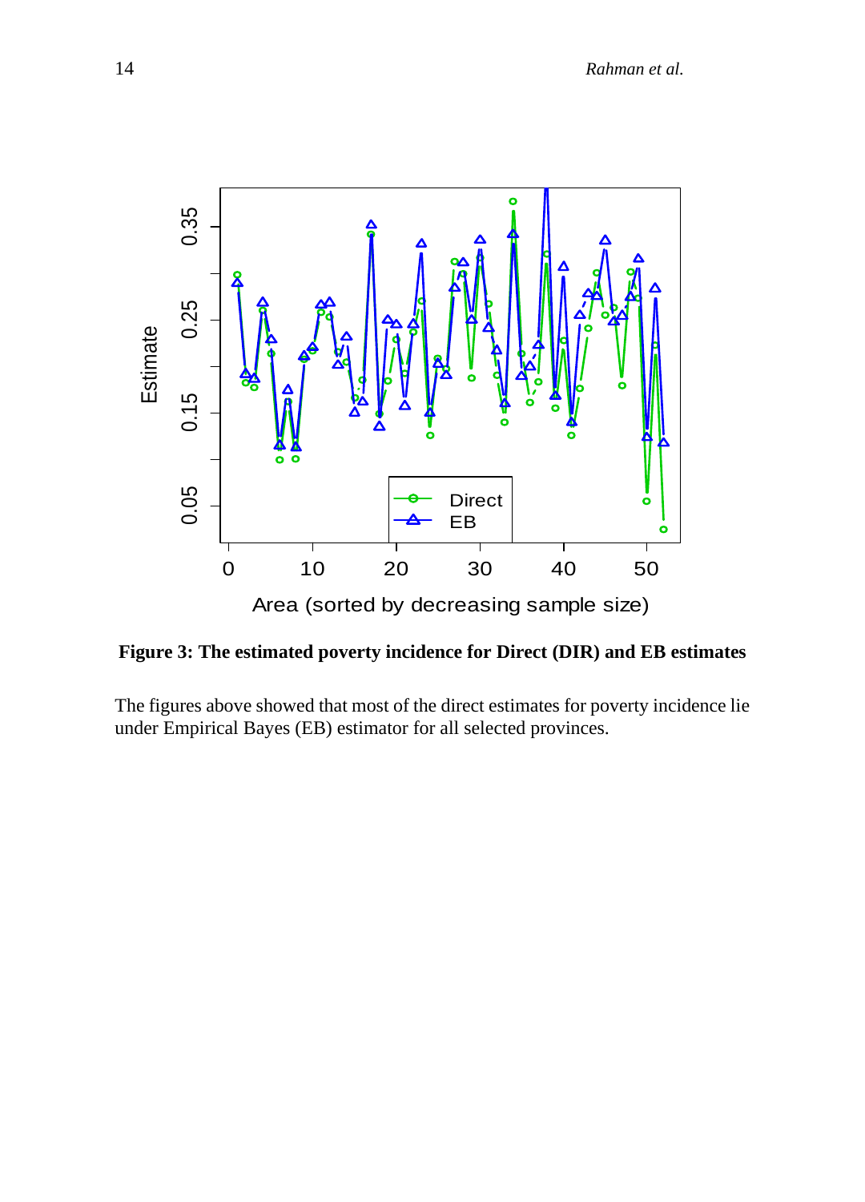**Figure 3: The estimated poverty incidence for Direct (DIR) and EB estimates**

The figures above showed that most of the direct estimates for poverty incidence lie under Empirical Bayes (EB) estimator for all selected provinces.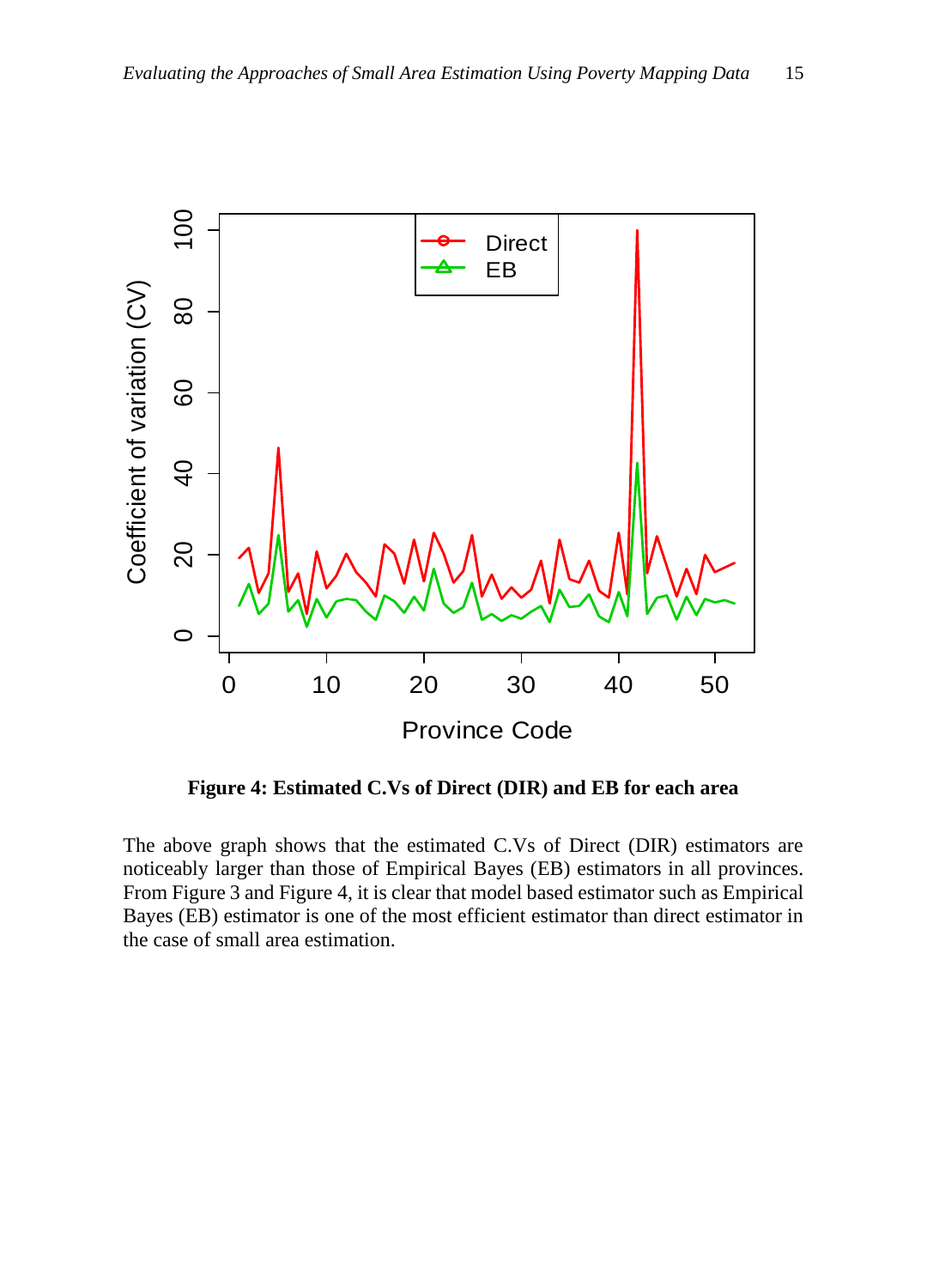**Figure 4: Estimated C.Vs of Direct (DIR) and EB for each area**

The above graph shows that the estimated C.Vs of Direct (DIR) estimators are noticeably larger than those of Empirical Bayes (EB) estimators in all provinces. From Figure 3 and Figure 4, it is clear that model based estimator such as Empirical Bayes (EB) estimator is one of the most efficient estimator than direct estimator in the case of small area estimation.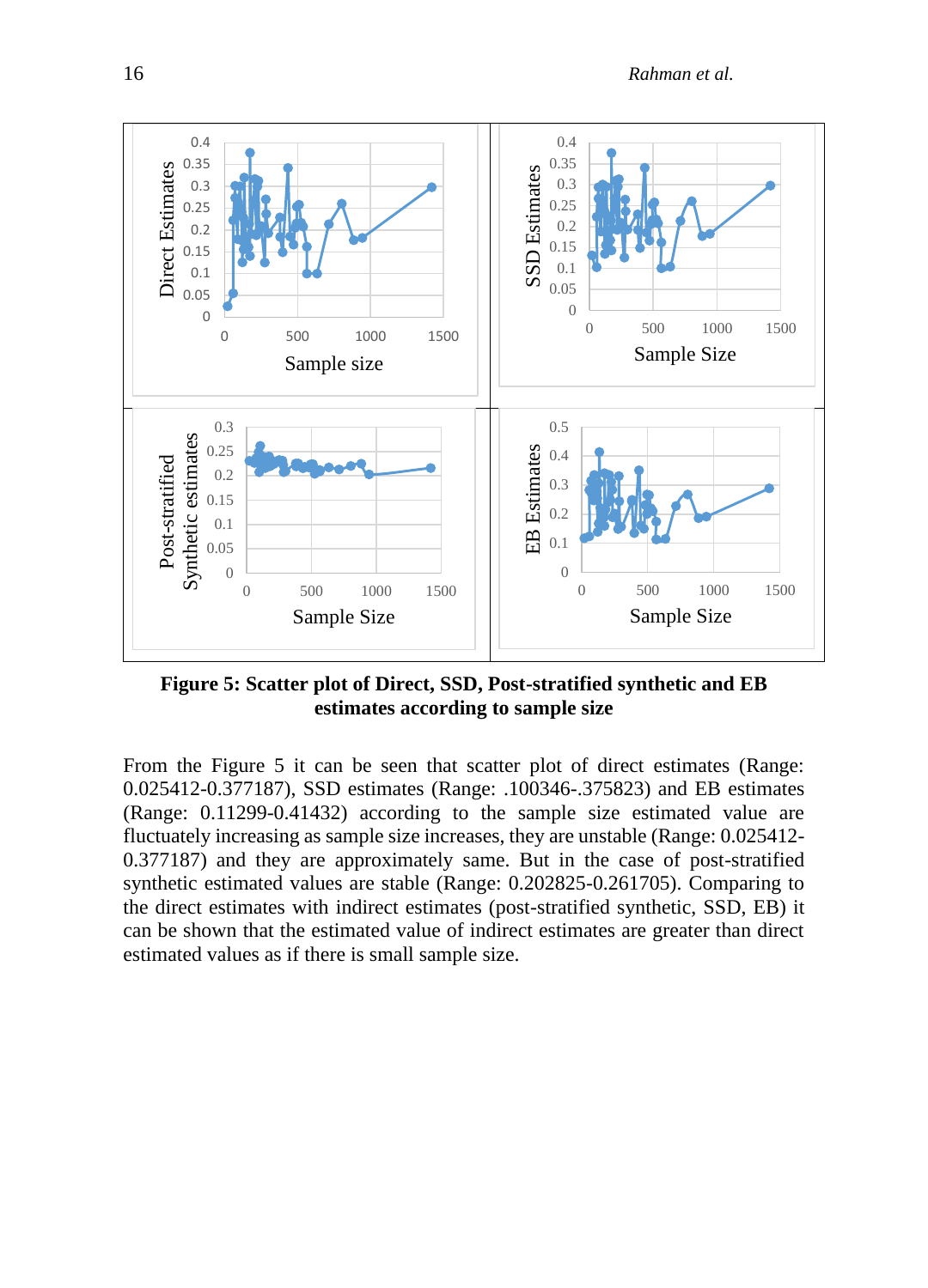**Figure 5: Scatter plot of Direct, SSD, Post-stratified synthetic and EB estimates according to sample size**

From the Figure 5 it can be seen that scatter plot of direct estimates (Range: 0.025412-0.377187), SSD estimates (Range: .100346-.375823) and EB estimates (Range: 0.11299-0.41432) according to the sample size estimated value are fluctuately increasing as sample size increases, they are unstable (Range: 0.025412-0.377187) and they are approximately same. But in the case of post-stratified synthetic estimated values are stable (Range: 0.202825-0.261705). Comparing to the direct estimates with indirect estimates (post-stratified synthetic, SSD, EB) it can be shown that the estimated value of indirect estimates are greater than direct estimated values as if there is small sample size.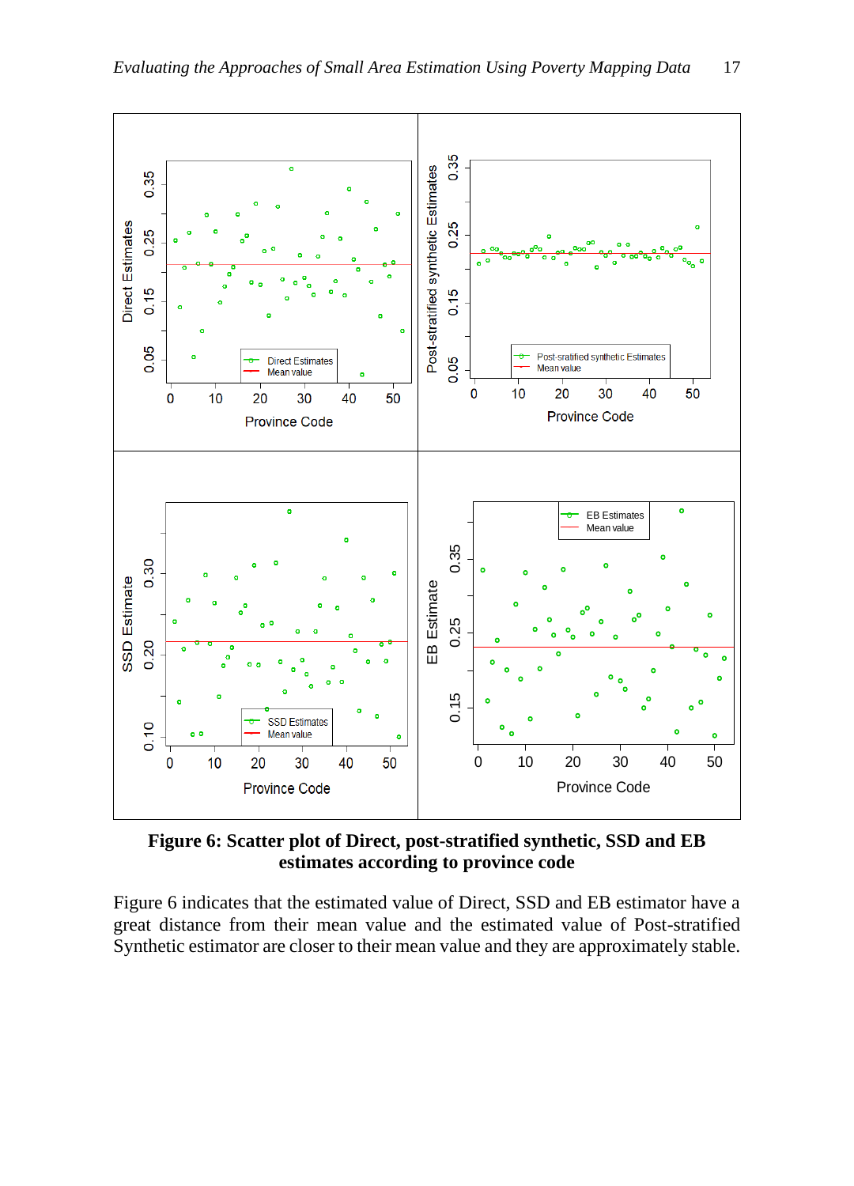**Figure 6: Scatter plot of Direct, post-stratified synthetic, SSD and EB estimates according to province code**

Figure 6 indicates that the estimated value of Direct, SSD and EB estimator have a great distance from their mean value and the estimated value of Post-stratified Synthetic estimator are closer to their mean value and they are approximately stable.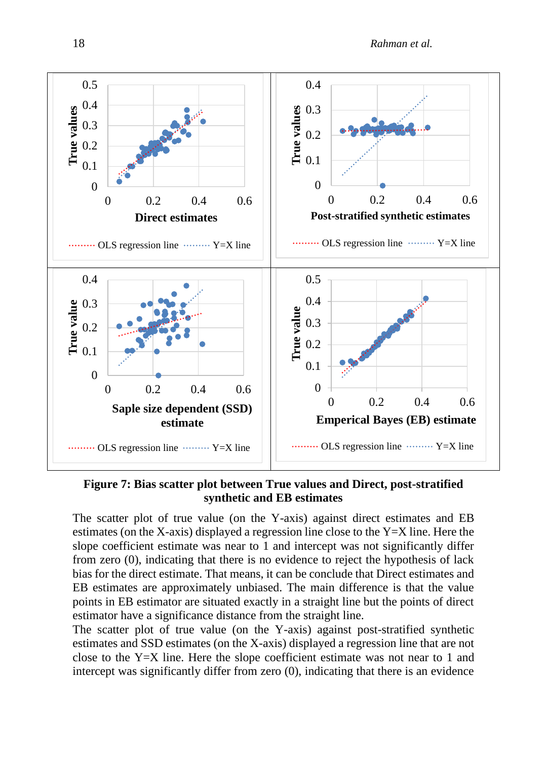**Figure 7: Bias scatter plot between True values and Direct, post-stratified synthetic and EB estimates**

The scatter plot of true value (on the Y-axis) against direct estimates and EB estimates (on the X-axis) displayed a regression line close to the Y=X line. Here the slope coefficient estimate was near to 1 and intercept was not significantly differ from zero (0), indicating that there is no evidence to reject the hypothesis of lack bias for the direct estimate. That means, it can be conclude that Direct estimates and EB estimates are approximately unbiased. The main difference is that the value points in EB estimator are situated exactly in a straight line but the points of direct estimator have a significance distance from the straight line.

The scatter plot of true value (on the Y-axis) against post-stratified synthetic estimates and SSD estimates (on the X-axis) displayed a regression line that are not close to the Y=X line. Here the slope coefficient estimate was not near to 1 and intercept was significantly differ from zero (0), indicating that there is an evidence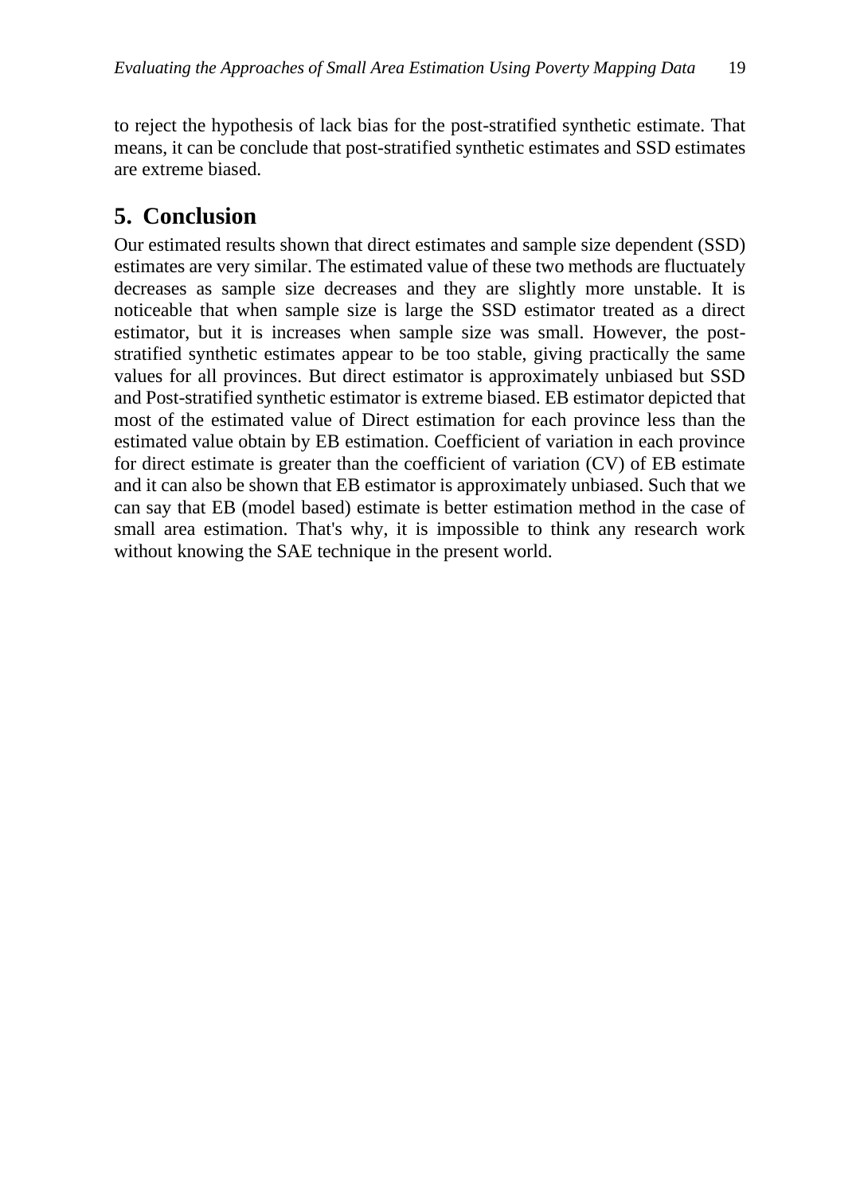to reject the hypothesis of lack bias for the post-stratified synthetic estimate. That means, it can be conclude that post-stratified synthetic estimates and SSD estimates are extreme biased.

## 5. Conclusion

Our estimated results shown that direct estimates and sample size dependent (SSD) estimates are very similar. The estimated value of these two methods are fluctuately decreases as sample size decreases and they are slightly more unstable. It is noticeable that when sample size is large the SSD estimator treated as a direct estimator, but it is increases when sample size was small. However, the post-stratified synthetic estimates appear to be too stable, giving practically the same values for all provinces. But direct estimator is approximately unbiased but SSD and Post-stratified synthetic estimator is extreme biased. EB estimator depicted that most of the estimated value of Direct estimation for each province less than the estimated value obtain by EB estimation. Coefficient of variation in each province for direct estimate is greater than the coefficient of variation (CV) of EB estimate and it can also be shown that EB estimator is approximately unbiased. Such that we can say that EB (model based) estimate is better estimation method in the case of small area estimation. That's why, it is impossible to think any research work without knowing the SAE technique in the present world.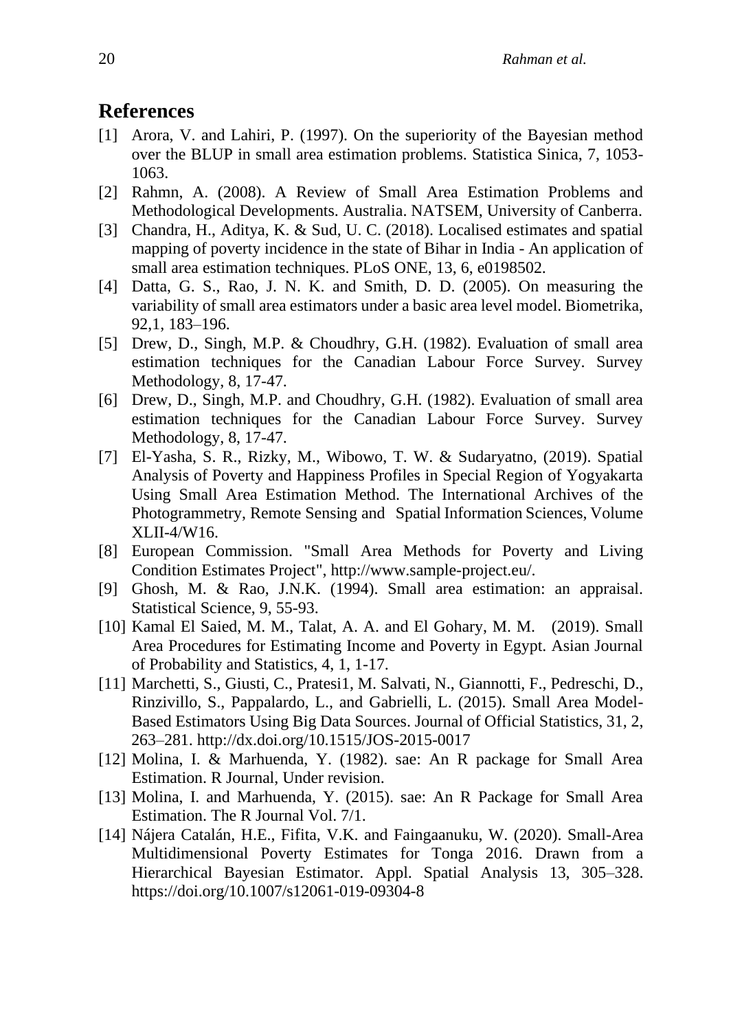## References

[1] Arora, V. and Lahiri, P. (1997). On the superiority of the Bayesian method over the BLUP in small area estimation problems. Statistica Sinica, 7, 1053-1063.

[2] Rahmn, A. (2008). A Review of Small Area Estimation Problems and Methodological Developments. Australia. NATSEM, University of Canberra.

[3] Chandra, H., Aditya, K. & Sud, U. C. (2018). Localised estimates and spatial mapping of poverty incidence in the state of Bihar in India - An application of small area estimation techniques. PLoS ONE, 13, 6, e0198502.

[4] Datta, G. S., Rao, J. N. K. and Smith, D. D. (2005). On measuring the variability of small area estimators under a basic area level model. Biometrika, 92,1, 183–196.

[5] Drew, D., Singh, M.P. & Choudhry, G.H. (1982). Evaluation of small area estimation techniques for the Canadian Labour Force Survey. Survey Methodology, 8, 17-47.

[6] Drew, D., Singh, M.P. and Choudhry, G.H. (1982). Evaluation of small area estimation techniques for the Canadian Labour Force Survey. Survey Methodology, 8, 17-47.

[7] El-Yasha, S. R., Rizky, M., Wibowo, T. W. & Sudaryatno, (2019). Spatial Analysis of Poverty and Happiness Profiles in Special Region of Yogyakarta Using Small Area Estimation Method. The International Archives of the Photogrammetry, Remote Sensing and Spatial Information Sciences, Volume XLII-4/W16.

[8] European Commission. "Small Area Methods for Poverty and Living Condition Estimates Project", http://www.sample-project.eu/.

[9] Ghosh, M. & Rao, J.N.K. (1994). Small area estimation: an appraisal. Statistical Science, 9, 55-93.

[10] Kamal El Saied, M. M., Talat, A. A. and El Gohary, M. M. (2019). Small Area Procedures for Estimating Income and Poverty in Egypt. Asian Journal of Probability and Statistics, 4, 1, 1-17.

[11] Marchetti, S., Giusti, C., Pratesi1, M. Salvati, N., Giannotti, F., Pedreschi, D., Rinzivillo, S., Pappalardo, L., and Gabrielli, L. (2015). Small Area Model-Based Estimators Using Big Data Sources. Journal of Official Statistics, 31, 2, 263–281. http://dx.doi.org/10.1515/JOS-2015-0017

[12] Molina, I. & Marhuenda, Y. (1982). sae: An R package for Small Area Estimation. R Journal, Under revision.

[13] Molina, I. and Marhuenda, Y. (2015). sae: An R Package for Small Area Estimation. The R Journal Vol. 7/1.

[14] Nájera Catalán, H.E., Fifita, V.K. and Faingaanuku, W. (2020). Small-Area Multidimensional Poverty Estimates for Tonga 2016. Drawn from a Hierarchical Bayesian Estimator. Appl. Spatial Analysis 13, 305–328. https://doi.org/10.1007/s12061-019-09304-8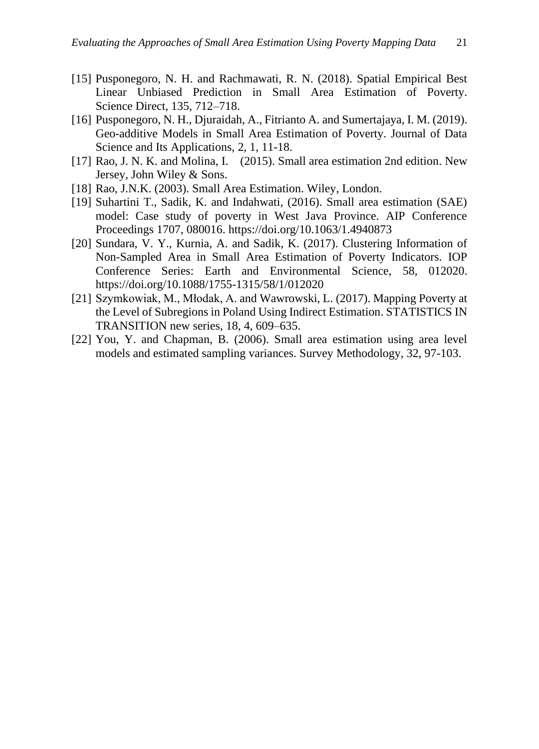[15] Pusponegoro, N. H. and Rachmawati, R. N. (2018). Spatial Empirical Best Linear Unbiased Prediction in Small Area Estimation of Poverty. Science Direct, 135, 712–718.

[16] Pusponegoro, N. H., Djuraidah, A., Fitrianto A. and Sumertajaya, I. M. (2019). Geo-additive Models in Small Area Estimation of Poverty. Journal of Data Science and Its Applications, 2, 1, 11-18.

[17] Rao, J. N. K. and Molina, I. (2015). Small area estimation 2nd edition. New Jersey, John Wiley & Sons.

[18] Rao, J.N.K. (2003). Small Area Estimation. Wiley, London.

[19] Suhartini T., Sadik, K. and Indahwati, (2016). Small area estimation (SAE) model: Case study of poverty in West Java Province. AIP Conference Proceedings 1707, 080016. https://doi.org/10.1063/1.4940873

[20] Sundara, V. Y., Kurnia, A. and Sadik, K. (2017). Clustering Information of Non-Sampled Area in Small Area Estimation of Poverty Indicators. IOP Conference Series: Earth and Environmental Science, 58, 012020. https://doi.org/10.1088/1755-1315/58/1/012020

[21] Szymkowiak, M., Młodak, A. and Wawrowski, L. (2017). Mapping Poverty at the Level of Subregions in Poland Using Indirect Estimation. STATISTICS IN TRANSITION new series, 18, 4, 609–635.

[22] You, Y. and Chapman, B. (2006). Small area estimation using area level models and estimated sampling variances. Survey Methodology, 32, 97-103.